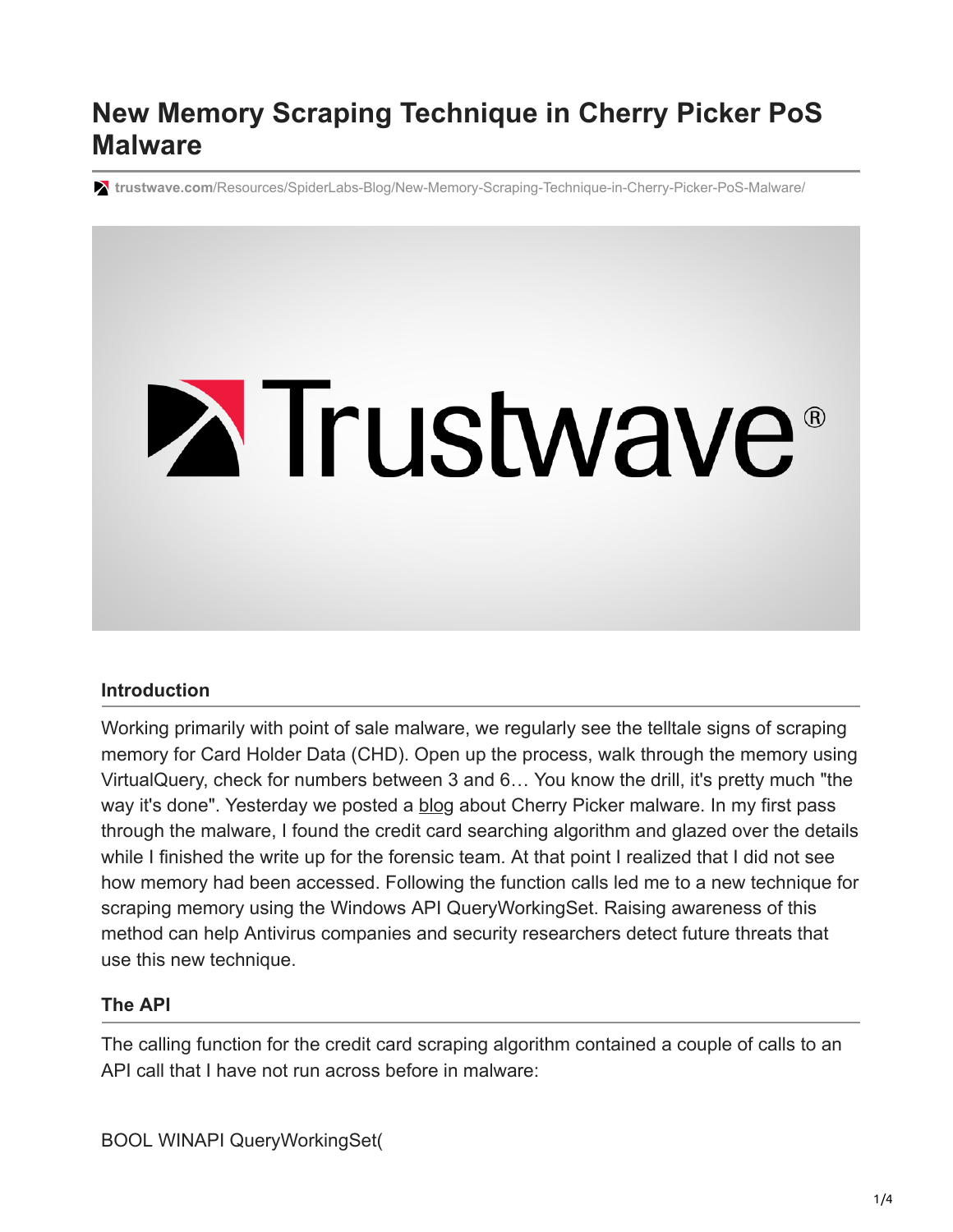# New Memory Scraping Technique in Cherry Picker PoS Malware

trustwave.com/Resources/SpiderLabs-Blog/New-Memory-Scraping-Technique-in-Cherry-Picker-PoS-Malware/

## Introduction

Working primarily with point of sale malware, we regularly see the telltale signs of scraping memory for Card Holder Data (CHD). Open up the process, walk through the memory using VirtualQuery, check for numbers between 3 and 6… You know the drill, it's pretty much "the way it's done". Yesterday we posted a blog about Cherry Picker malware. In my first pass through the malware, I found the credit card searching algorithm and glazed over the details while I finished the write up for the forensic team. At that point I realized that I did not see how memory had been accessed. Following the function calls led me to a new technique for scraping memory using the Windows API QueryWorkingSet. Raising awareness of this method can help Antivirus companies and security researchers detect future threats that use this new technique.

## The API

The calling function for the credit card scraping algorithm contained a couple of calls to an API call that I have not run across before in malware:

```
BOOL WINAPI QueryWorkingSet(
```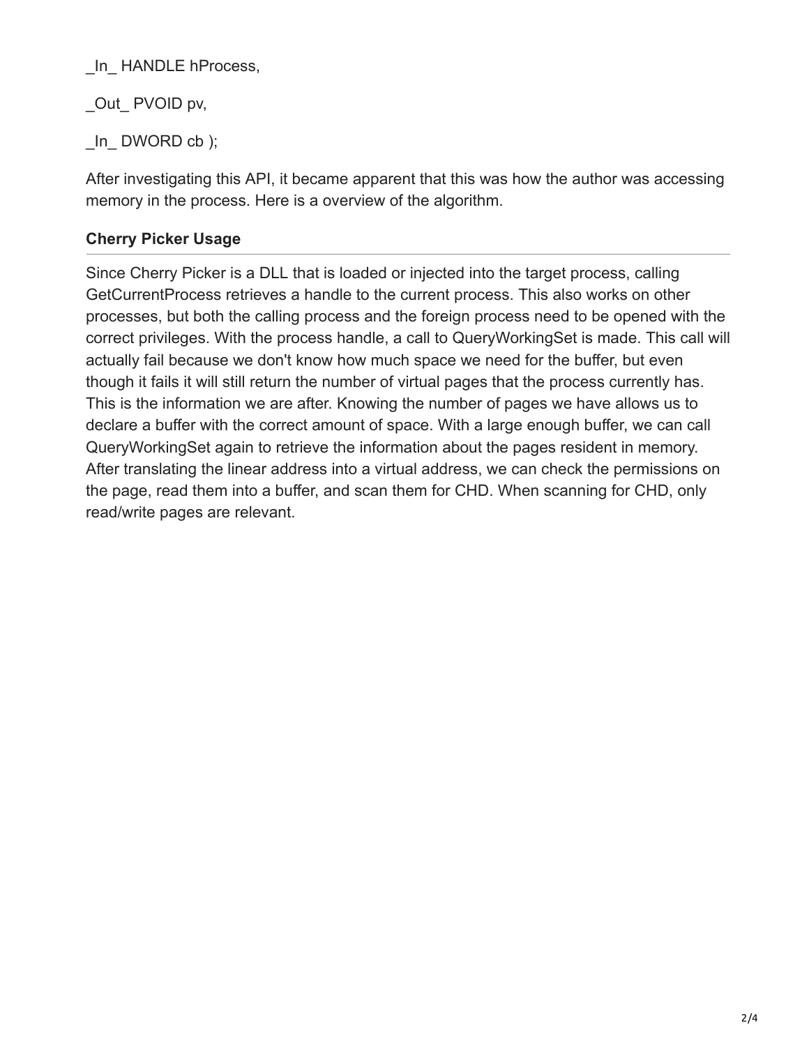_In_ HANDLE hProcess,

_Out_ PVOID pv,

_In_ DWORD cb );

After investigating this API, it became apparent that this was how the author was accessing memory in the process. Here is a overview of the algorithm.

### Cherry Picker Usage

Since Cherry Picker is a DLL that is loaded or injected into the target process, calling GetCurrentProcess retrieves a handle to the current process. This also works on other processes, but both the calling process and the foreign process need to be opened with the correct privileges. With the process handle, a call to QueryWorkingSet is made. This call will actually fail because we don't know how much space we need for the buffer, but even though it fails it will still return the number of virtual pages that the process currently has. This is the information we are after. Knowing the number of pages we have allows us to declare a buffer with the correct amount of space. With a large enough buffer, we can call QueryWorkingSet again to retrieve the information about the pages resident in memory. After translating the linear address into a virtual address, we can check the permissions on the page, read them into a buffer, and scan them for CHD. When scanning for CHD, only read/write pages are relevant.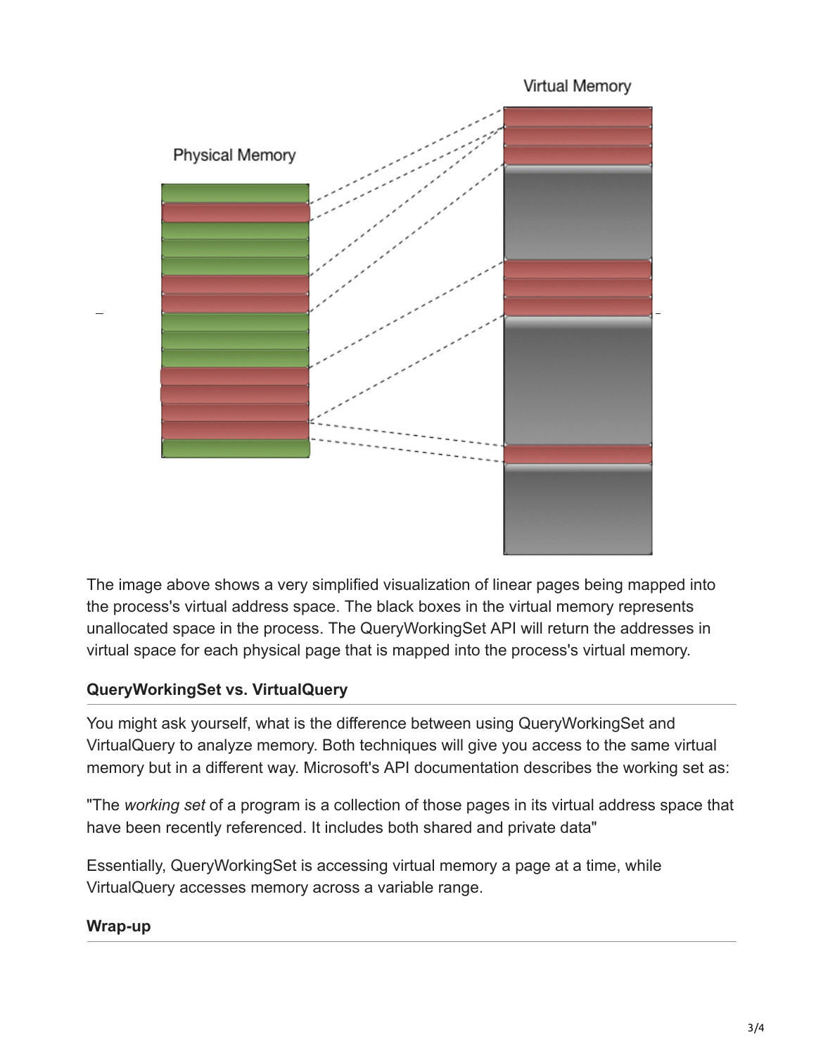The image above shows a very simplified visualization of linear pages being mapped into the process's virtual address space. The black boxes in the virtual memory represents unallocated space in the process. The QueryWorkingSet API will return the addresses in virtual space for each physical page that is mapped into the process's virtual memory.

### QueryWorkingSet vs. VirtualQuery

You might ask yourself, what is the difference between using QueryWorkingSet and VirtualQuery to analyze memory. Both techniques will give you access to the same virtual memory but in a different way. Microsoft's API documentation describes the working set as:

"The *working set* of a program is a collection of those pages in its virtual address space that have been recently referenced. It includes both shared and private data"

Essentially, QueryWorkingSet is accessing virtual memory a page at a time, while VirtualQuery accesses memory across a variable range.

### Wrap-up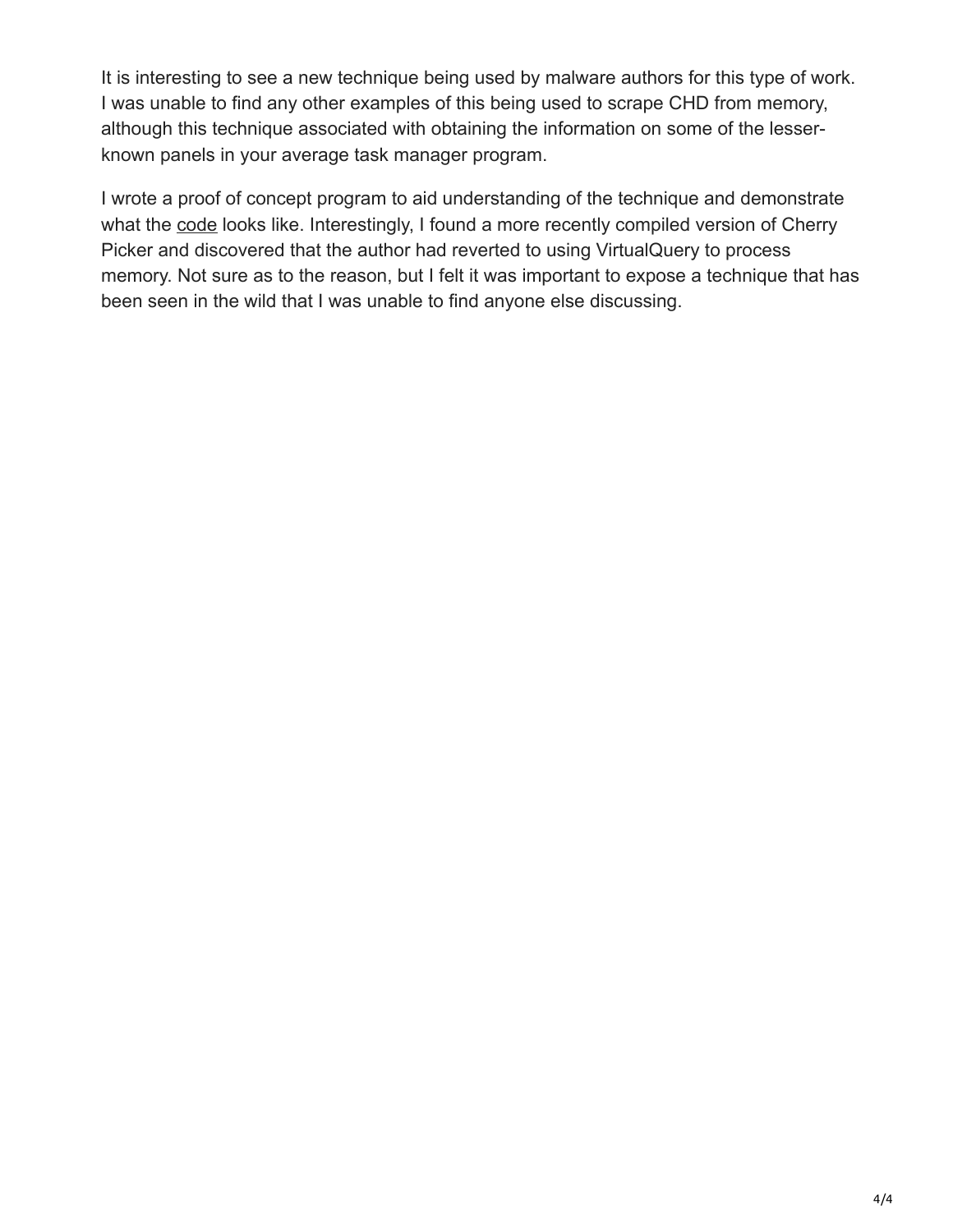It is interesting to see a new technique being used by malware authors for this type of work. I was unable to find any other examples of this being used to scrape CHD from memory, although this technique associated with obtaining the information on some of the lesser-known panels in your average task manager program.

I wrote a proof of concept program to aid understanding of the technique and demonstrate what the code looks like. Interestingly, I found a more recently compiled version of Cherry Picker and discovered that the author had reverted to using VirtualQuery to process memory. Not sure as to the reason, but I felt it was important to expose a technique that has been seen in the wild that I was unable to find anyone else discussing.